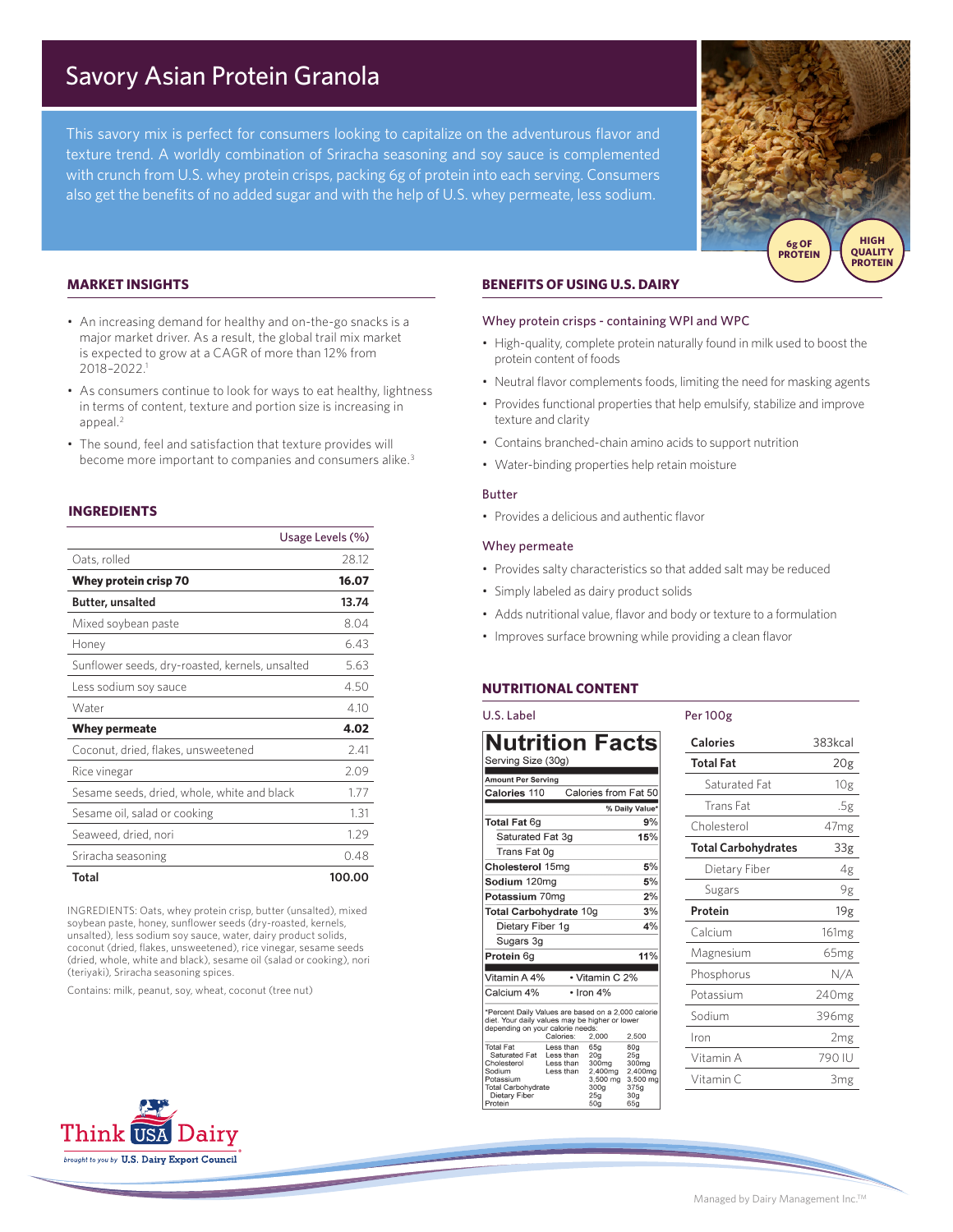// Savory Asian Protein Granola

This savory mix is perfect for consumers looking to capitalize on the adventurous flavor and texture trend. A worldly combination of Sriracha seasoning and soy sauce is complemented with crunch from U.S. whey protein crisps, packing 6g of protein into each serving. Consumers also get the benefits of no added sugar and with the help of U.S. whey permeate, less sodium.

6g OF PROTEIN

HIGH QUALITY PROTEIN

## MARKET INSIGHTS

- An increasing demand for healthy and on-the-go snacks is a major market driver. As a result, the global trail mix market is expected to grow at a CAGR of more than 12% from 2018–2022.[1]
- As consumers continue to look for ways to eat healthy, lightness in terms of content, texture and portion size is increasing in appeal.[2]
- The sound, feel and satisfaction that texture provides will become more important to companies and consumers alike.[3]

## INGREDIENTS

| | Usage Levels (%) |
|---|---|
| Oats, rolled | 28.12 |
| **Whey protein crisp 70** | **16.07** |
| **Butter, unsalted** | **13.74** |
| Mixed soybean paste | 8.04 |
| Honey | 6.43 |
| Sunflower seeds, dry-roasted, kernels, unsalted | 5.63 |
| Less sodium soy sauce | 4.50 |
| Water | 4.10 |
| **Whey permeate** | **4.02** |
| Coconut, dried, flakes, unsweetened | 2.41 |
| Rice vinegar | 2.09 |
| Sesame seeds, dried, whole, white and black | 1.77 |
| Sesame oil, salad or cooking | 1.31 |
| Seaweed, dried, nori | 1.29 |
| Sriracha seasoning | 0.48 |
| **Total** | **100.00** |

INGREDIENTS: Oats, whey protein crisp, butter (unsalted), mixed soybean paste, honey, sunflower seeds (dry-roasted, kernels, unsalted), less sodium soy sauce, water, dairy product solids, coconut (dried, flakes, unsweetened), rice vinegar, sesame seeds (dried, whole, white and black), sesame oil (salad or cooking), nori (teriyaki), Sriracha seasoning spices.

Contains: milk, peanut, soy, wheat, coconut (tree nut)

## BENEFITS OF USING U.S. DAIRY

### Whey protein crisps - containing WPI and WPC

- High-quality, complete protein naturally found in milk used to boost the protein content of foods
- Neutral flavor complements foods, limiting the need for masking agents
- Provides functional properties that help emulsify, stabilize and improve texture and clarity
- Contains branched-chain amino acids to support nutrition
- Water-binding properties help retain moisture

### Butter

- Provides a delicious and authentic flavor

### Whey permeate

- Provides salty characteristics so that added salt may be reduced
- Simply labeled as dairy product solids
- Adds nutritional value, flavor and body or texture to a formulation
- Improves surface browning while providing a clean flavor

## NUTRITIONAL CONTENT

### U.S. Label

**Nutrition Facts**
Serving Size (30g)

Amount Per Serving

| Calories 110 | Calories from Fat 50 |
|---|---|
| | % Daily Value* |
| **Total Fat** 6g | **9%** |
| Saturated Fat 3g | **15%** |
| Trans Fat 0g | |
| **Cholesterol** 15mg | **5%** |
| **Sodium** 120mg | **5%** |
| **Potassium** 70mg | **2%** |
| **Total Carbohydrate** 10g | **3%** |
| Dietary Fiber 1g | **4%** |
| Sugars 3g | |
| **Protein** 6g | **11%** |
| Vitamin A 4% | • Vitamin C 2% |
| Calcium 4% | • Iron 4% |

*Percent Daily Values are based on a 2,000 calorie diet. Your daily values may be higher or lower depending on your calorie needs:

| | Calories: | 2,000 | 2,500 |
|---|---|---|---|
| Total Fat | Less than | 65g | 80g |
| Saturated Fat | Less than | 20g | 25g |
| Cholesterol | Less than | 300mg | 300mg |
| Sodium | Less than | 2,400mg | 2,400mg |
| Potassium | | 3,500 mg | 3,500 mg |
| Total Carbohydrate | | 300g | 375g |
| Dietary Fiber | | 25g | 30g |
| Protein | | 50g | 65g |

### Per 100g

| | |
|---|---|
| **Calories** | 383kcal |
| **Total Fat** | 20g |
| Saturated Fat | 10g |
| Trans Fat | .5g |
| Cholesterol | 47mg |
| **Total Carbohydrates** | 33g |
| Dietary Fiber | 4g |
| Sugars | 9g |
| **Protein** | 19g |
| Calcium | 161mg |
| Magnesium | 65mg |
| Phosphorus | N/A |
| Potassium | 240mg |
| Sodium | 396mg |
| Iron | 2mg |
| Vitamin A | 790 IU |
| Vitamin C | 3mg |

Think USA Dairy — brought to you by U.S. Dairy Export Council

Managed by Dairy Management Inc.™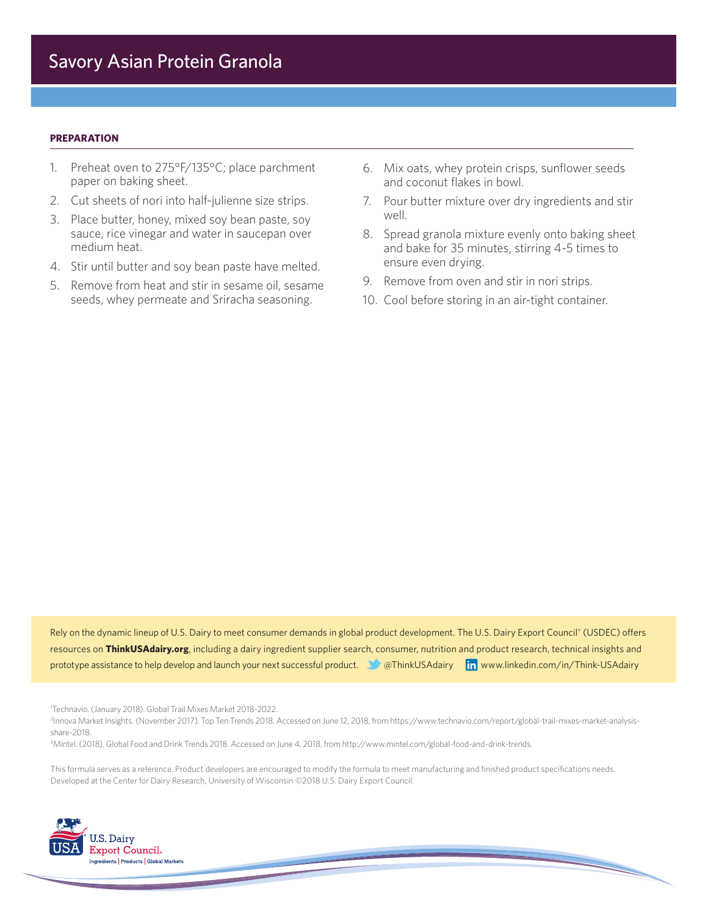# Savory Asian Protein Granola

**PREPARATION**

1. Preheat oven to 275°F/135°C; place parchment paper on baking sheet.
2. Cut sheets of nori into half-julienne size strips.
3. Place butter, honey, mixed soy bean paste, soy sauce, rice vinegar and water in saucepan over medium heat.
4. Stir until butter and soy bean paste have melted.
5. Remove from heat and stir in sesame oil, sesame seeds, whey permeate and Sriracha seasoning.
6. Mix oats, whey protein crisps, sunflower seeds and coconut flakes in bowl.
7. Pour butter mixture over dry ingredients and stir well.
8. Spread granola mixture evenly onto baking sheet and bake for 35 minutes, stirring 4-5 times to ensure even drying.
9. Remove from oven and stir in nori strips.
10. Cool before storing in an air-tight container.

Rely on the dynamic lineup of U.S. Dairy to meet consumer demands in global product development. The U.S. Dairy Export Council® (USDEC) offers resources on **ThinkUSAdairy.org**, including a dairy ingredient supplier search, consumer, nutrition and product research, technical insights and prototype assistance to help develop and launch your next successful product. @ThinkUSAdairy www.linkedin.com/in/Think-USAdairy

[1]Technavio. (January 2018). Global Trail Mixes Market 2018-2022.

[2]Innova Market Insights. (November 2017). Top Ten Trends 2018. Accessed on June 12, 2018, from https://www.technavio.com/report/global-trail-mixes-market-analysis-share-2018.

[3]Mintel. (2018). Global Food and Drink Trends 2018. Accessed on June 4, 2018, from http://www.mintel.com/global-food-and-drink-trends.

This formula serves as a reference. Product developers are encouraged to modify the formula to meet manufacturing and finished product specifications needs. Developed at the Center for Dairy Research, University of Wisconsin ©2018 U.S. Dairy Export Council.

U.S. Dairy Export Council. Ingredients | Products | Global Markets